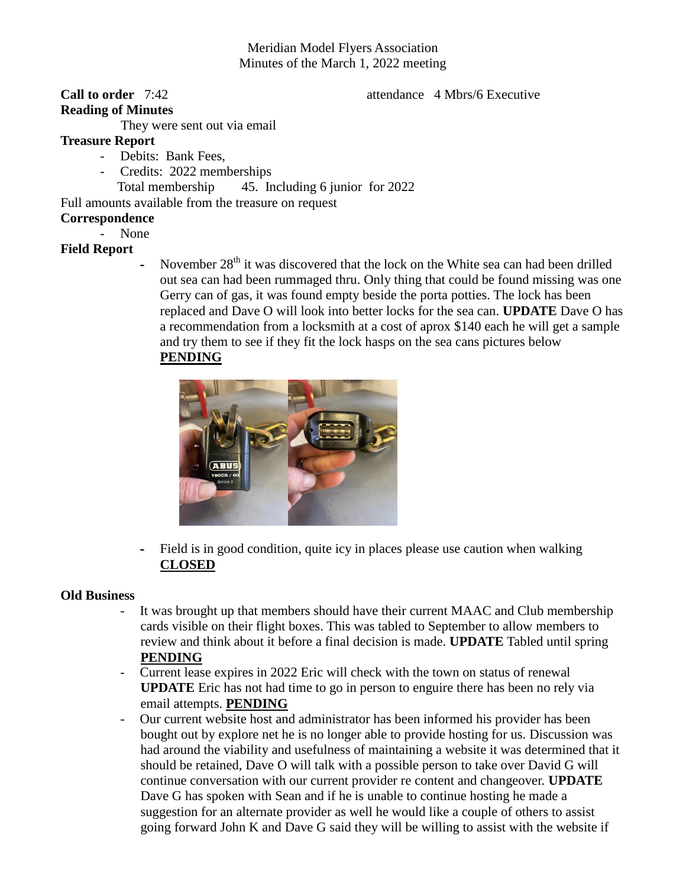Meridian Model Flyers Association
Minutes of the March 1, 2022 meeting

**Call to order** 7:42 attendance 4 Mbrs/6 Executive

**Reading of Minutes**

They were sent out via email

**Treasure Report**

- Debits: Bank Fees,
- Credits: 2022 memberships

  Total membership 45. Including 6 junior for 2022

Full amounts available from the treasure on request

**Correspondence**

- None

**Field Report**

- November 28th it was discovered that the lock on the White sea can had been drilled out sea can had been rummaged thru. Only thing that could be found missing was one Gerry can of gas, it was found empty beside the porta potties. The lock has been replaced and Dave O will look into better locks for the sea can. **UPDATE** Dave O has a recommendation from a locksmith at a cost of aprox $140 each he will get a sample and try them to see if they fit the lock hasps on the sea cans pictures below **PENDING**

- Field is in good condition, quite icy in places please use caution when walking **CLOSED**

**Old Business**

- It was brought up that members should have their current MAAC and Club membership cards visible on their flight boxes. This was tabled to September to allow members to review and think about it before a final decision is made. **UPDATE** Tabled until spring **PENDING**
- Current lease expires in 2022 Eric will check with the town on status of renewal **UPDATE** Eric has not had time to go in person to enguire there has been no rely via email attempts. **PENDING**
- Our current website host and administrator has been informed his provider has been bought out by explore net he is no longer able to provide hosting for us. Discussion was had around the viability and usefulness of maintaining a website it was determined that it should be retained, Dave O will talk with a possible person to take over David G will continue conversation with our current provider re content and changeover. **UPDATE** Dave G has spoken with Sean and if he is unable to continue hosting he made a suggestion for an alternate provider as well he would like a couple of others to assist going forward John K and Dave G said they will be willing to assist with the website if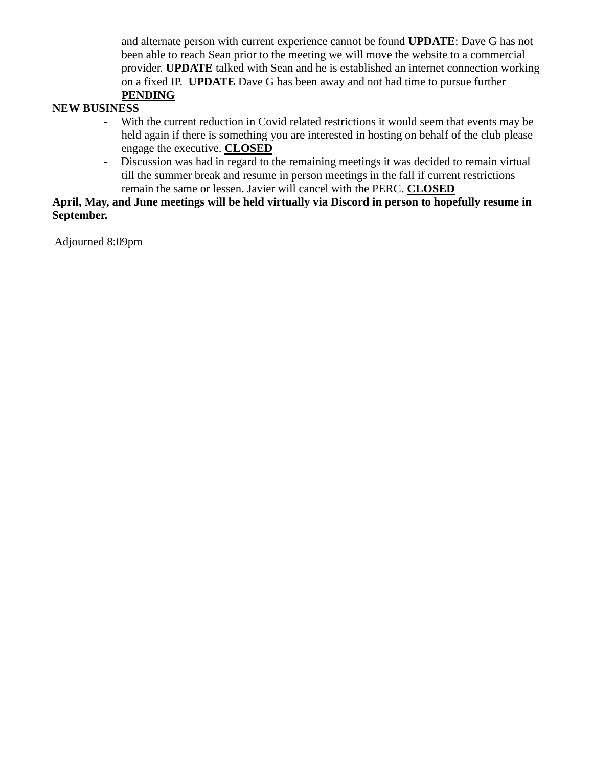and alternate person with current experience cannot be found **UPDATE**: Dave G has not been able to reach Sean prior to the meeting we will move the website to a commercial provider. **UPDATE** talked with Sean and he is established an internet connection working on a fixed IP. **UPDATE** Dave G has been away and not had time to pursue further **PENDING**

**NEW BUSINESS**

- With the current reduction in Covid related restrictions it would seem that events may be held again if there is something you are interested in hosting on behalf of the club please engage the executive. **CLOSED**
- Discussion was had in regard to the remaining meetings it was decided to remain virtual till the summer break and resume in person meetings in the fall if current restrictions remain the same or lessen. Javier will cancel with the PERC. **CLOSED**

**April, May, and June meetings will be held virtually via Discord in person to hopefully resume in September.**

Adjourned 8:09pm